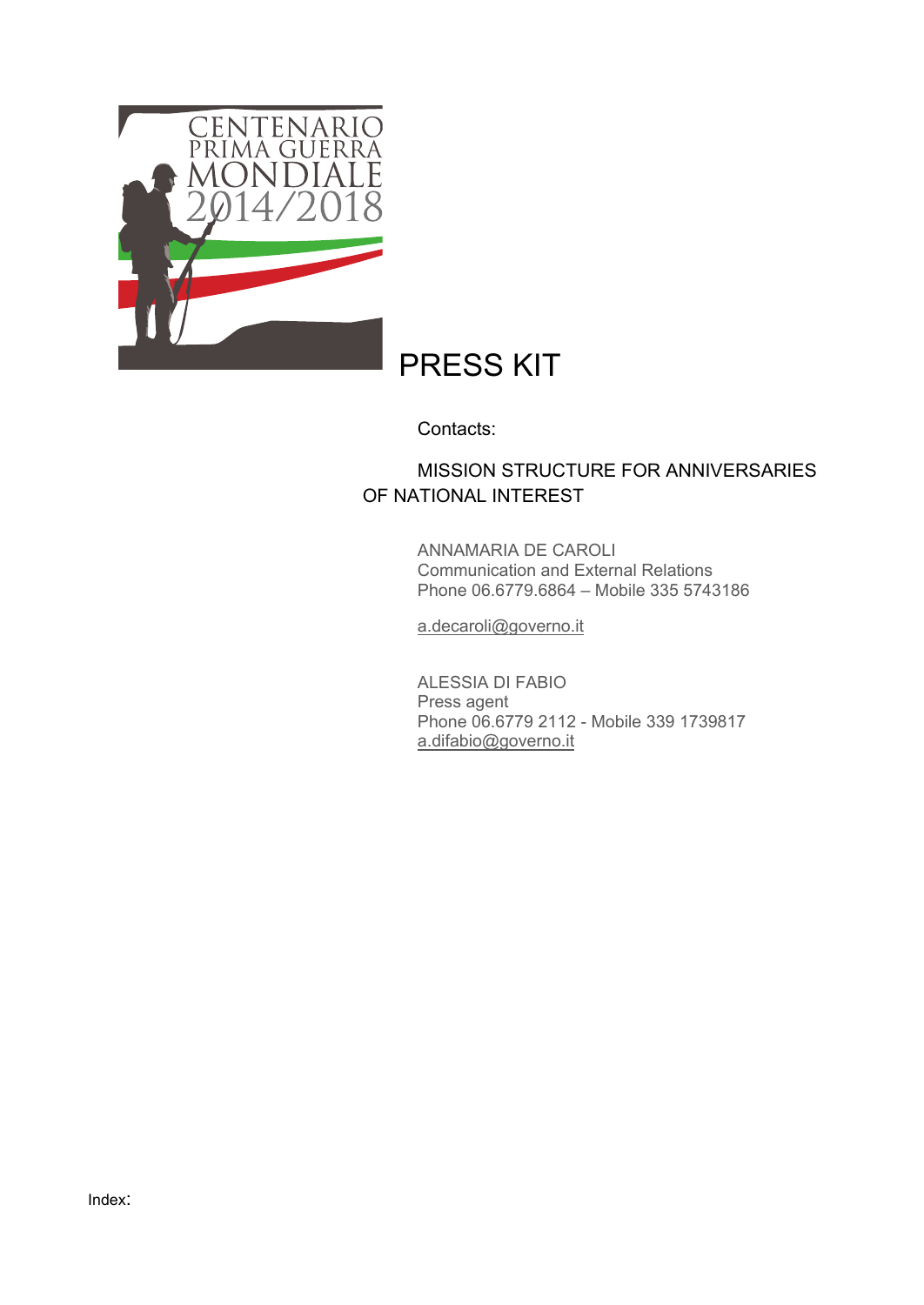CENTENARIO PRIMA GUERRA MONDIALE 2014/2018

# PRESS KIT

Contacts:

MISSION STRUCTURE FOR ANNIVERSARIES OF NATIONAL INTEREST

ANNAMARIA DE CAROLI
Communication and External Relations
Phone 06.6779.6864 – Mobile 335 5743186

a.decaroli@governo.it

ALESSIA DI FABIO
Press agent
Phone 06.6779 2112 - Mobile 339 1739817
a.difabio@governo.it

Index: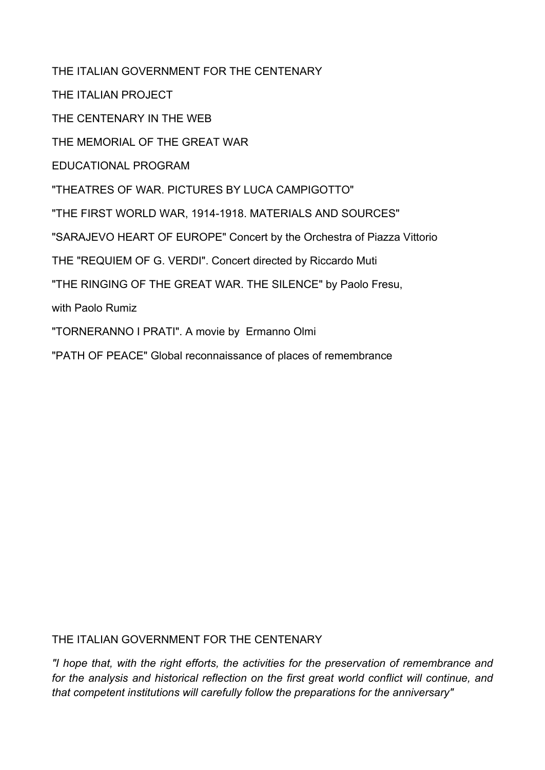THE ITALIAN GOVERNMENT FOR THE CENTENARY

THE ITALIAN PROJECT

THE CENTENARY IN THE WEB

THE MEMORIAL OF THE GREAT WAR

EDUCATIONAL PROGRAM

"THEATRES OF WAR. PICTURES BY LUCA CAMPIGOTTO"

"THE FIRST WORLD WAR, 1914-1918. MATERIALS AND SOURCES"

"SARAJEVO HEART OF EUROPE" Concert by the Orchestra of Piazza Vittorio

THE "REQUIEM OF G. VERDI". Concert directed by Riccardo Muti

"THE RINGING OF THE GREAT WAR. THE SILENCE" by Paolo Fresu,

with Paolo Rumiz

"TORNERANNO I PRATI". A movie by Ermanno Olmi

"PATH OF PEACE" Global reconnaissance of places of remembrance

## THE ITALIAN GOVERNMENT FOR THE CENTENARY

*"I hope that, with the right efforts, the activities for the preservation of remembrance and for the analysis and historical reflection on the first great world conflict will continue, and that competent institutions will carefully follow the preparations for the anniversary"*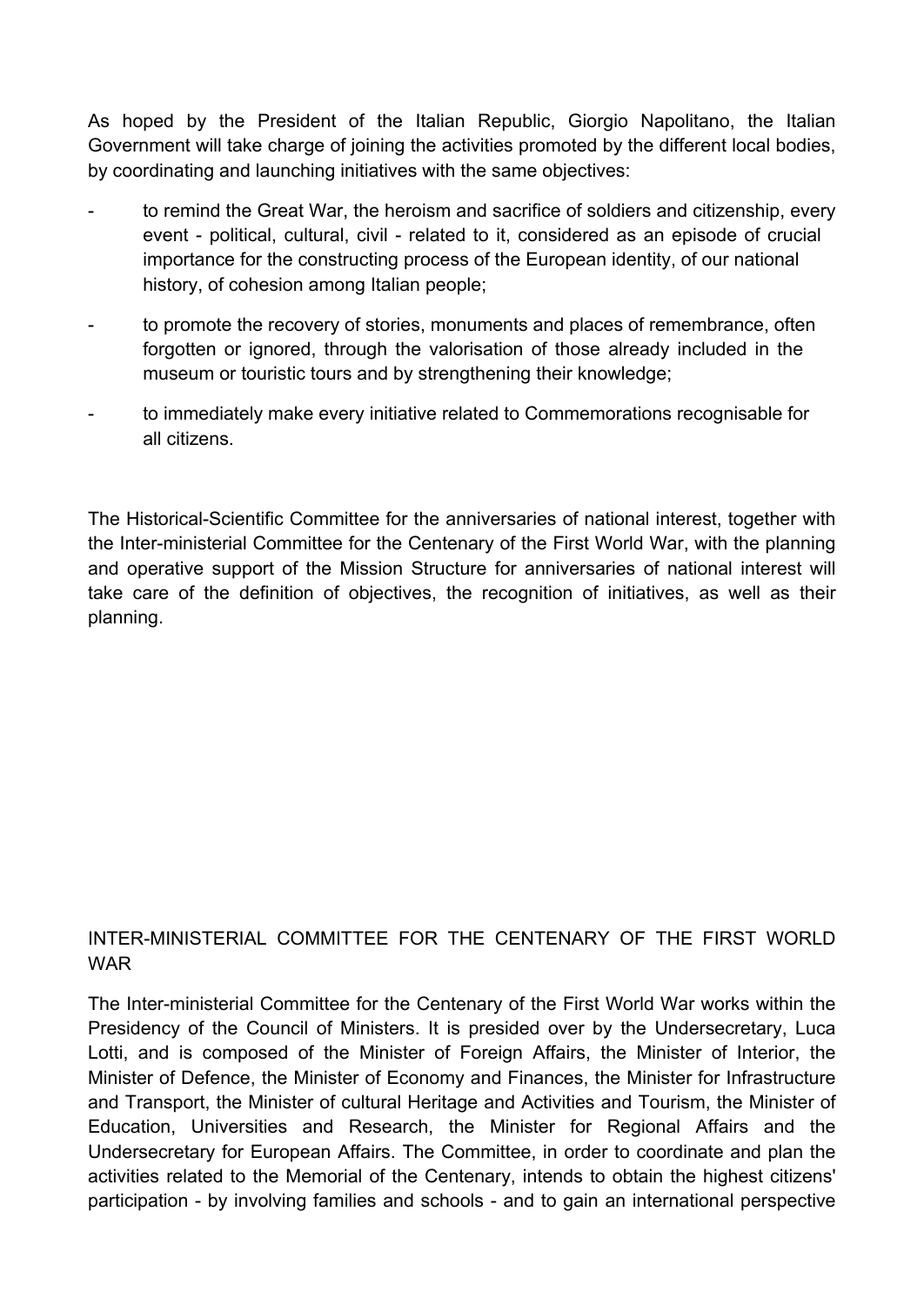As hoped by the President of the Italian Republic, Giorgio Napolitano, the Italian Government will take charge of joining the activities promoted by the different local bodies, by coordinating and launching initiatives with the same objectives:

- to remind the Great War, the heroism and sacrifice of soldiers and citizenship, every event - political, cultural, civil - related to it, considered as an episode of crucial importance for the constructing process of the European identity, of our national history, of cohesion among Italian people;
- to promote the recovery of stories, monuments and places of remembrance, often forgotten or ignored, through the valorisation of those already included in the museum or touristic tours and by strengthening their knowledge;
- to immediately make every initiative related to Commemorations recognisable for all citizens.

The Historical-Scientific Committee for the anniversaries of national interest, together with the Inter-ministerial Committee for the Centenary of the First World War, with the planning and operative support of the Mission Structure for anniversaries of national interest will take care of the definition of objectives, the recognition of initiatives, as well as their planning.

## INTER-MINISTERIAL COMMITTEE FOR THE CENTENARY OF THE FIRST WORLD WAR

The Inter-ministerial Committee for the Centenary of the First World War works within the Presidency of the Council of Ministers. It is presided over by the Undersecretary, Luca Lotti, and is composed of the Minister of Foreign Affairs, the Minister of Interior, the Minister of Defence, the Minister of Economy and Finances, the Minister for Infrastructure and Transport, the Minister of cultural Heritage and Activities and Tourism, the Minister of Education, Universities and Research, the Minister for Regional Affairs and the Undersecretary for European Affairs. The Committee, in order to coordinate and plan the activities related to the Memorial of the Centenary, intends to obtain the highest citizens' participation - by involving families and schools - and to gain an international perspective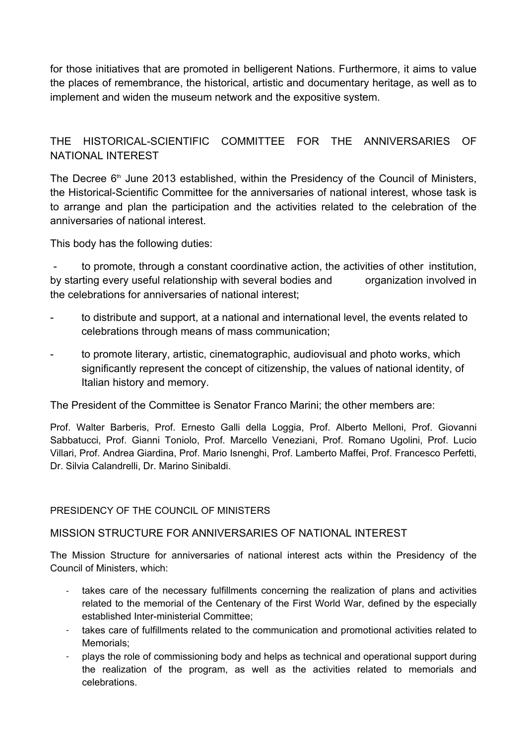for those initiatives that are promoted in belligerent Nations. Furthermore, it aims to value the places of remembrance, the historical, artistic and documentary heritage, as well as to implement and widen the museum network and the expositive system.

## THE HISTORICAL-SCIENTIFIC COMMITTEE FOR THE ANNIVERSARIES OF NATIONAL INTEREST

The Decree 6th June 2013 established, within the Presidency of the Council of Ministers, the Historical-Scientific Committee for the anniversaries of national interest, whose task is to arrange and plan the participation and the activities related to the celebration of the anniversaries of national interest.

This body has the following duties:

- to promote, through a constant coordinative action, the activities of other institution, by starting every useful relationship with several bodies and organization involved in the celebrations for anniversaries of national interest;
- to distribute and support, at a national and international level, the events related to celebrations through means of mass communication;
- to promote literary, artistic, cinematographic, audiovisual and photo works, which significantly represent the concept of citizenship, the values of national identity, of Italian history and memory.

The President of the Committee is Senator Franco Marini; the other members are:

Prof. Walter Barberis, Prof. Ernesto Galli della Loggia, Prof. Alberto Melloni, Prof. Giovanni Sabbatucci, Prof. Gianni Toniolo, Prof. Marcello Veneziani, Prof. Romano Ugolini, Prof. Lucio Villari, Prof. Andrea Giardina, Prof. Mario Isnenghi, Prof. Lamberto Maffei, Prof. Francesco Perfetti, Dr. Silvia Calandrelli, Dr. Marino Sinibaldi.

PRESIDENCY OF THE COUNCIL OF MINISTERS

## MISSION STRUCTURE FOR ANNIVERSARIES OF NATIONAL INTEREST

The Mission Structure for anniversaries of national interest acts within the Presidency of the Council of Ministers, which:

- takes care of the necessary fulfillments concerning the realization of plans and activities related to the memorial of the Centenary of the First World War, defined by the especially established Inter-ministerial Committee;
- takes care of fulfillments related to the communication and promotional activities related to Memorials;
- plays the role of commissioning body and helps as technical and operational support during the realization of the program, as well as the activities related to memorials and celebrations.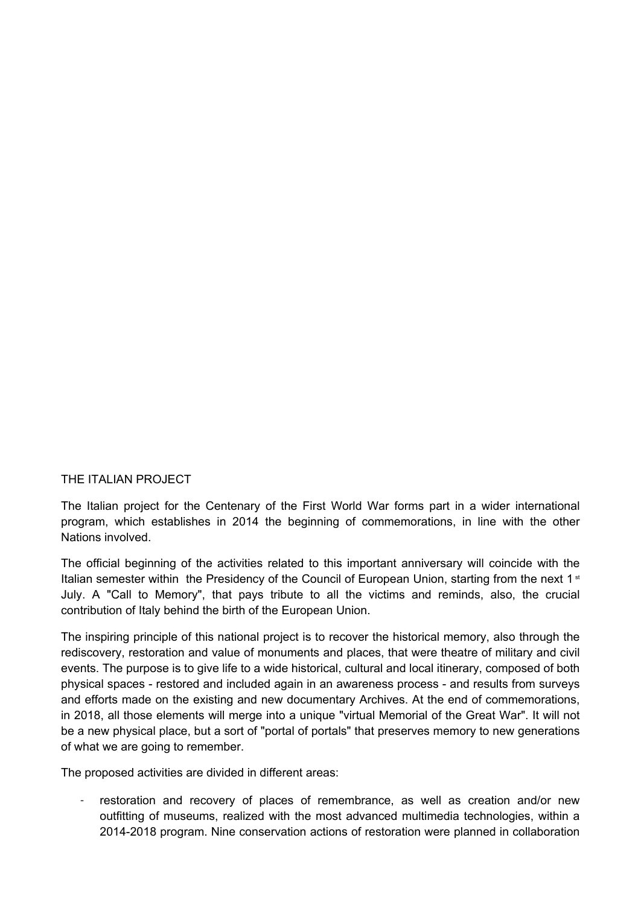## THE ITALIAN PROJECT

The Italian project for the Centenary of the First World War forms part in a wider international program, which establishes in 2014 the beginning of commemorations, in line with the other Nations involved.

The official beginning of the activities related to this important anniversary will coincide with the Italian semester within the Presidency of the Council of European Union, starting from the next 1st July. A "Call to Memory", that pays tribute to all the victims and reminds, also, the crucial contribution of Italy behind the birth of the European Union.

The inspiring principle of this national project is to recover the historical memory, also through the rediscovery, restoration and value of monuments and places, that were theatre of military and civil events. The purpose is to give life to a wide historical, cultural and local itinerary, composed of both physical spaces - restored and included again in an awareness process - and results from surveys and efforts made on the existing and new documentary Archives. At the end of commemorations, in 2018, all those elements will merge into a unique "virtual Memorial of the Great War". It will not be a new physical place, but a sort of "portal of portals" that preserves memory to new generations of what we are going to remember.

The proposed activities are divided in different areas:

- restoration and recovery of places of remembrance, as well as creation and/or new outfitting of museums, realized with the most advanced multimedia technologies, within a 2014-2018 program. Nine conservation actions of restoration were planned in collaboration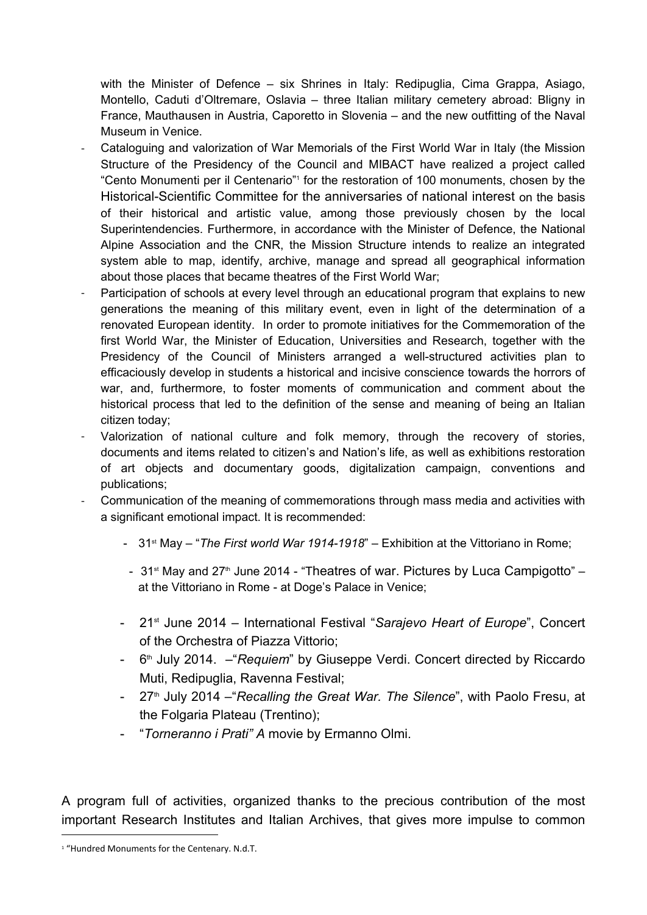with the Minister of Defence – six Shrines in Italy: Redipuglia, Cima Grappa, Asiago, Montello, Caduti d'Oltremare, Oslavia – three Italian military cemetery abroad: Bligny in France, Mauthausen in Austria, Caporetto in Slovenia – and the new outfitting of the Naval Museum in Venice.

- Cataloguing and valorization of War Memorials of the First World War in Italy (the Mission Structure of the Presidency of the Council and MIBACT have realized a project called "Cento Monumenti per il Centenario"[1] for the restoration of 100 monuments, chosen by the Historical-Scientific Committee for the anniversaries of national interest on the basis of their historical and artistic value, among those previously chosen by the local Superintendencies. Furthermore, in accordance with the Minister of Defence, the National Alpine Association and the CNR, the Mission Structure intends to realize an integrated system able to map, identify, archive, manage and spread all geographical information about those places that became theatres of the First World War;
- Participation of schools at every level through an educational program that explains to new generations the meaning of this military event, even in light of the determination of a renovated European identity. In order to promote initiatives for the Commemoration of the first World War, the Minister of Education, Universities and Research, together with the Presidency of the Council of Ministers arranged a well-structured activities plan to efficaciously develop in students a historical and incisive conscience towards the horrors of war, and, furthermore, to foster moments of communication and comment about the historical process that led to the definition of the sense and meaning of being an Italian citizen today;
- Valorization of national culture and folk memory, through the recovery of stories, documents and items related to citizen's and Nation's life, as well as exhibitions restoration of art objects and documentary goods, digitalization campaign, conventions and publications;
- Communication of the meaning of commemorations through mass media and activities with a significant emotional impact. It is recommended:
  - 31st May – "*The First world War 1914-1918*" – Exhibition at the Vittoriano in Rome;
  - 31st May and 27th June 2014 - "Theatres of war. Pictures by Luca Campigotto" – at the Vittoriano in Rome - at Doge's Palace in Venice;
  - 21st June 2014 – International Festival "*Sarajevo Heart of Europe*", Concert of the Orchestra of Piazza Vittorio;
  - 6th July 2014. –"*Requiem*" by Giuseppe Verdi. Concert directed by Riccardo Muti, Redipuglia, Ravenna Festival;
  - 27th July 2014 –"*Recalling the Great War. The Silence*", with Paolo Fresu, at the Folgaria Plateau (Trentino);
  - "*Torneranno i Prati" A* movie by Ermanno Olmi.

A program full of activities, organized thanks to the precious contribution of the most important Research Institutes and Italian Archives, that gives more impulse to common

[1] "Hundred Monuments for the Centenary. N.d.T.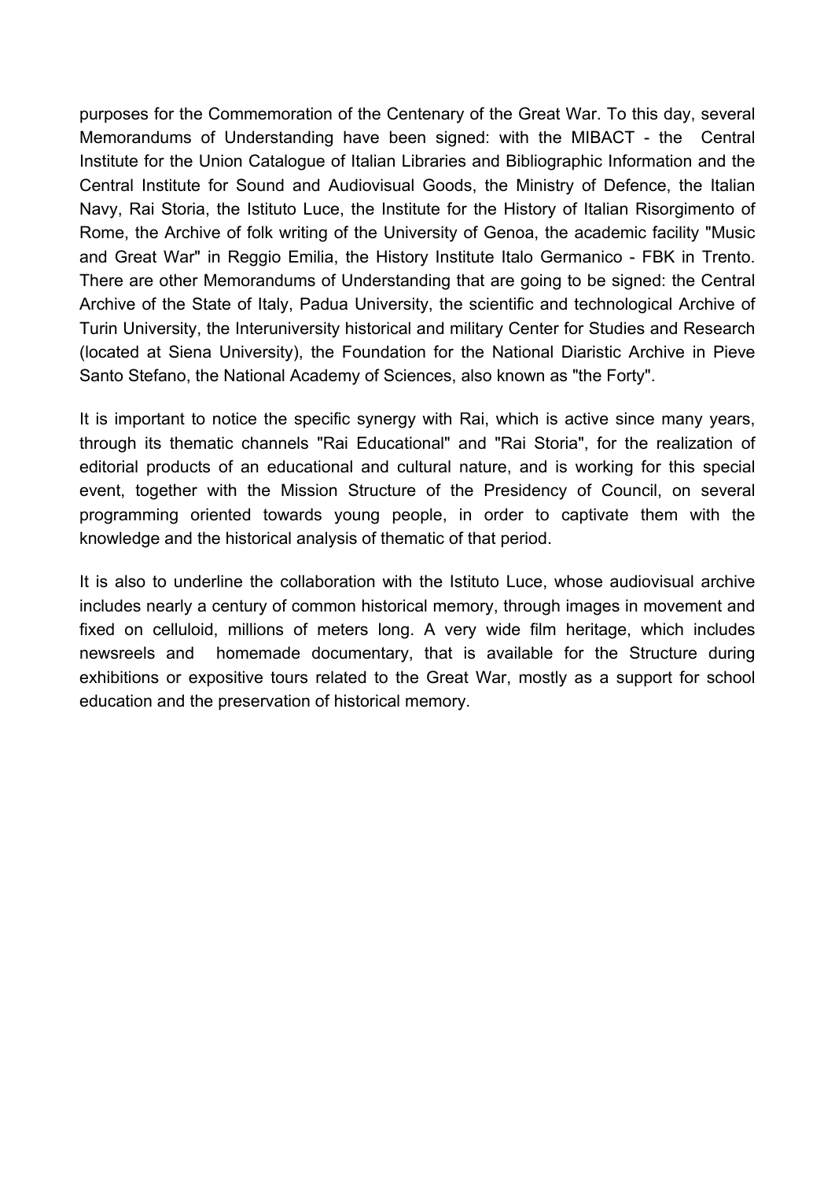purposes for the Commemoration of the Centenary of the Great War. To this day, several Memorandums of Understanding have been signed: with the MIBACT - the Central Institute for the Union Catalogue of Italian Libraries and Bibliographic Information and the Central Institute for Sound and Audiovisual Goods, the Ministry of Defence, the Italian Navy, Rai Storia, the Istituto Luce, the Institute for the History of Italian Risorgimento of Rome, the Archive of folk writing of the University of Genoa, the academic facility "Music and Great War" in Reggio Emilia, the History Institute Italo Germanico - FBK in Trento. There are other Memorandums of Understanding that are going to be signed: the Central Archive of the State of Italy, Padua University, the scientific and technological Archive of Turin University, the Interuniversity historical and military Center for Studies and Research (located at Siena University), the Foundation for the National Diaristic Archive in Pieve Santo Stefano, the National Academy of Sciences, also known as "the Forty".

It is important to notice the specific synergy with Rai, which is active since many years, through its thematic channels "Rai Educational" and "Rai Storia", for the realization of editorial products of an educational and cultural nature, and is working for this special event, together with the Mission Structure of the Presidency of Council, on several programming oriented towards young people, in order to captivate them with the knowledge and the historical analysis of thematic of that period.

It is also to underline the collaboration with the Istituto Luce, whose audiovisual archive includes nearly a century of common historical memory, through images in movement and fixed on celluloid, millions of meters long. A very wide film heritage, which includes newsreels and homemade documentary, that is available for the Structure during exhibitions or expositive tours related to the Great War, mostly as a support for school education and the preservation of historical memory.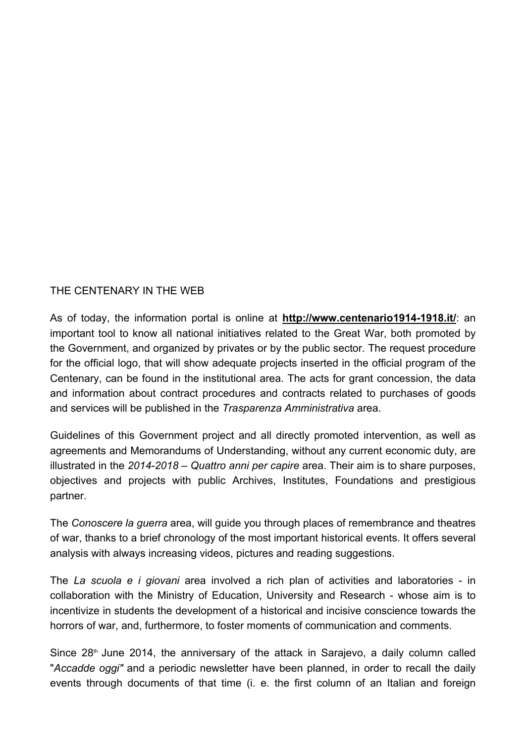THE CENTENARY IN THE WEB

As of today, the information portal is online at **http://www.centenario1914-1918.it/**: an important tool to know all national initiatives related to the Great War, both promoted by the Government, and organized by privates or by the public sector. The request procedure for the official logo, that will show adequate projects inserted in the official program of the Centenary, can be found in the institutional area. The acts for grant concession, the data and information about contract procedures and contracts related to purchases of goods and services will be published in the *Trasparenza Amministrativa* area.

Guidelines of this Government project and all directly promoted intervention, as well as agreements and Memorandums of Understanding, without any current economic duty, are illustrated in the *2014-2018 – Quattro anni per capire* area. Their aim is to share purposes, objectives and projects with public Archives, Institutes, Foundations and prestigious partner.

The *Conoscere la guerra* area, will guide you through places of remembrance and theatres of war, thanks to a brief chronology of the most important historical events. It offers several analysis with always increasing videos, pictures and reading suggestions.

The *La scuola e i giovani* area involved a rich plan of activities and laboratories - in collaboration with the Ministry of Education, University and Research - whose aim is to incentivize in students the development of a historical and incisive conscience towards the horrors of war, and, furthermore, to foster moments of communication and comments.

Since 28th June 2014, the anniversary of the attack in Sarajevo, a daily column called "*Accadde oggi"* and a periodic newsletter have been planned, in order to recall the daily events through documents of that time (i. e. the first column of an Italian and foreign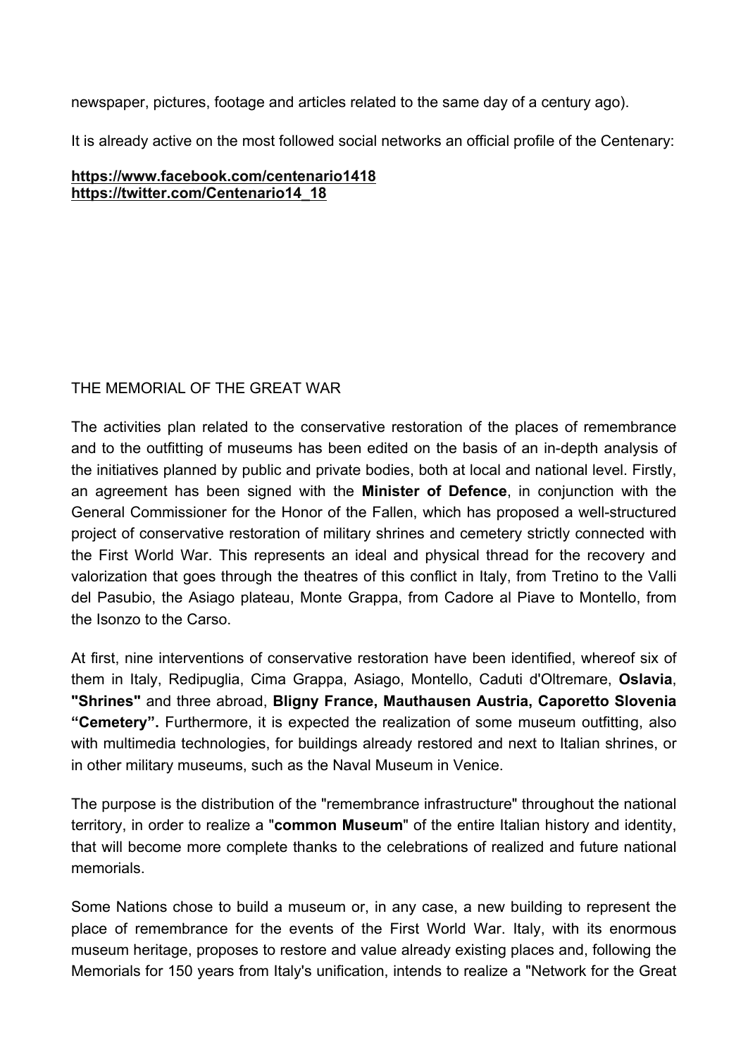newspaper, pictures, footage and articles related to the same day of a century ago).

It is already active on the most followed social networks an official profile of the Centenary:

**https://www.facebook.com/centenario1418**
**https://twitter.com/Centenario14_18**

THE MEMORIAL OF THE GREAT WAR

The activities plan related to the conservative restoration of the places of remembrance and to the outfitting of museums has been edited on the basis of an in-depth analysis of the initiatives planned by public and private bodies, both at local and national level. Firstly, an agreement has been signed with the **Minister of Defence**, in conjunction with the General Commissioner for the Honor of the Fallen, which has proposed a well-structured project of conservative restoration of military shrines and cemetery strictly connected with the First World War. This represents an ideal and physical thread for the recovery and valorization that goes through the theatres of this conflict in Italy, from Tretino to the Valli del Pasubio, the Asiago plateau, Monte Grappa, from Cadore al Piave to Montello, from the Isonzo to the Carso.

At first, nine interventions of conservative restoration have been identified, whereof six of them in Italy, Redipuglia, Cima Grappa, Asiago, Montello, Caduti d'Oltremare, **Oslavia**, **"Shrines"** and three abroad, **Bligny France, Mauthausen Austria, Caporetto Slovenia "Cemetery".** Furthermore, it is expected the realization of some museum outfitting, also with multimedia technologies, for buildings already restored and next to Italian shrines, or in other military museums, such as the Naval Museum in Venice.

The purpose is the distribution of the "remembrance infrastructure" throughout the national territory, in order to realize a "**common Museum**" of the entire Italian history and identity, that will become more complete thanks to the celebrations of realized and future national memorials.

Some Nations chose to build a museum or, in any case, a new building to represent the place of remembrance for the events of the First World War. Italy, with its enormous museum heritage, proposes to restore and value already existing places and, following the Memorials for 150 years from Italy's unification, intends to realize a "Network for the Great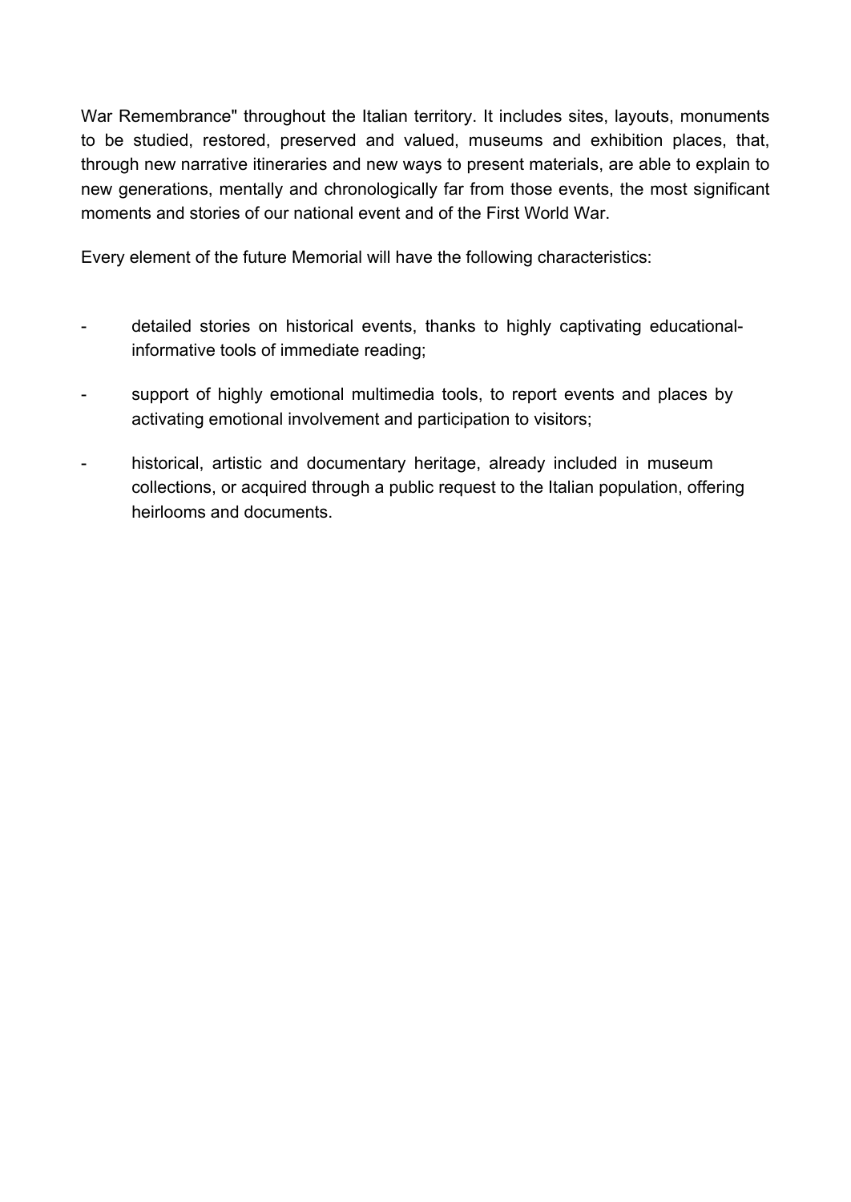War Remembrance" throughout the Italian territory. It includes sites, layouts, monuments to be studied, restored, preserved and valued, museums and exhibition places, that, through new narrative itineraries and new ways to present materials, are able to explain to new generations, mentally and chronologically far from those events, the most significant moments and stories of our national event and of the First World War.

Every element of the future Memorial will have the following characteristics:

- detailed stories on historical events, thanks to highly captivating educational-informative tools of immediate reading;
- support of highly emotional multimedia tools, to report events and places by activating emotional involvement and participation to visitors;
- historical, artistic and documentary heritage, already included in museum collections, or acquired through a public request to the Italian population, offering heirlooms and documents.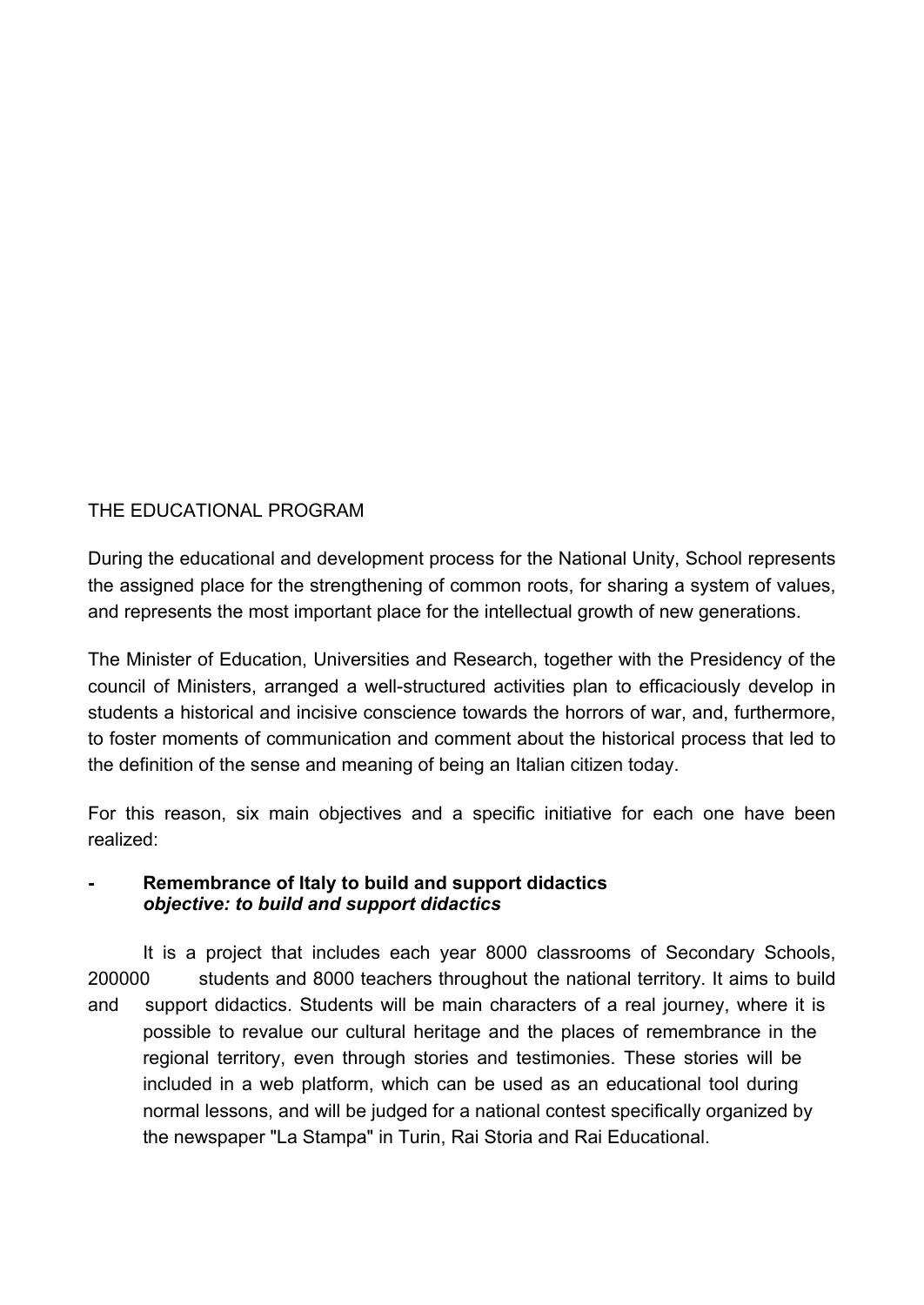## THE EDUCATIONAL PROGRAM

During the educational and development process for the National Unity, School represents the assigned place for the strengthening of common roots, for sharing a system of values, and represents the most important place for the intellectual growth of new generations.

The Minister of Education, Universities and Research, together with the Presidency of the council of Ministers, arranged a well-structured activities plan to efficaciously develop in students a historical and incisive conscience towards the horrors of war, and, furthermore, to foster moments of communication and comment about the historical process that led to the definition of the sense and meaning of being an Italian citizen today.

For this reason, six main objectives and a specific initiative for each one have been realized:

- **Remembrance of Italy to build and support didactics**
  ***objective: to build and support didactics***

  It is a project that includes each year 8000 classrooms of Secondary Schools, 200000 students and 8000 teachers throughout the national territory. It aims to build and support didactics. Students will be main characters of a real journey, where it is possible to revalue our cultural heritage and the places of remembrance in the regional territory, even through stories and testimonies. These stories will be included in a web platform, which can be used as an educational tool during normal lessons, and will be judged for a national contest specifically organized by the newspaper "La Stampa" in Turin, Rai Storia and Rai Educational.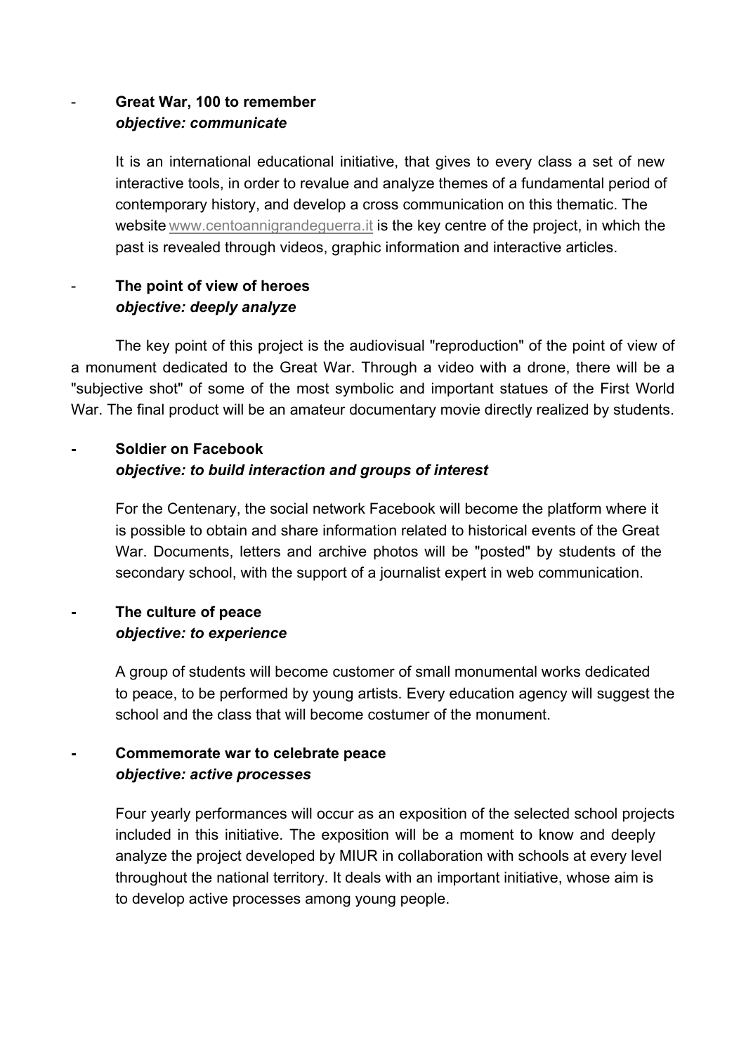- **Great War, 100 to remember**
  ***objective: communicate***

  It is an international educational initiative, that gives to every class a set of new interactive tools, in order to revalue and analyze themes of a fundamental period of contemporary history, and develop a cross communication on this thematic. The website www.centoannigrandeguerra.it is the key centre of the project, in which the past is revealed through videos, graphic information and interactive articles.

- **The point of view of heroes**
  ***objective: deeply analyze***

The key point of this project is the audiovisual "reproduction" of the point of view of a monument dedicated to the Great War. Through a video with a drone, there will be a "subjective shot" of some of the most symbolic and important statues of the First World War. The final product will be an amateur documentary movie directly realized by students.

- **Soldier on Facebook**
  ***objective: to build interaction and groups of interest***

  For the Centenary, the social network Facebook will become the platform where it is possible to obtain and share information related to historical events of the Great War. Documents, letters and archive photos will be "posted" by students of the secondary school, with the support of a journalist expert in web communication.

- **The culture of peace**
  ***objective: to experience***

  A group of students will become customer of small monumental works dedicated to peace, to be performed by young artists. Every education agency will suggest the school and the class that will become costumer of the monument.

- **Commemorate war to celebrate peace**
  ***objective: active processes***

  Four yearly performances will occur as an exposition of the selected school projects included in this initiative. The exposition will be a moment to know and deeply analyze the project developed by MIUR in collaboration with schools at every level throughout the national territory. It deals with an important initiative, whose aim is to develop active processes among young people.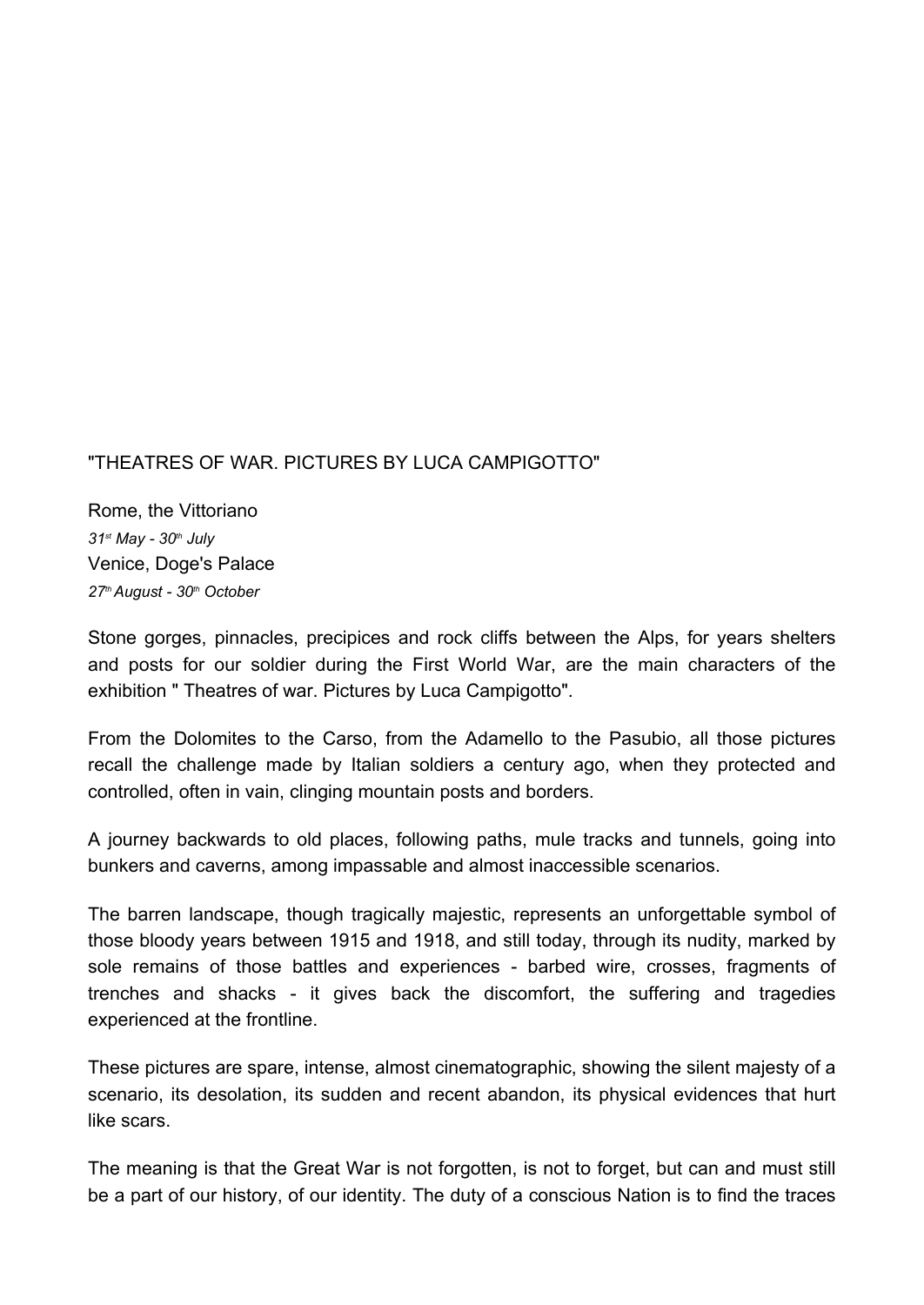"THEATRES OF WAR. PICTURES BY LUCA CAMPIGOTTO"

Rome, the Vittoriano
*31st May - 30th July*
Venice, Doge's Palace
*27th August - 30th October*

Stone gorges, pinnacles, precipices and rock cliffs between the Alps, for years shelters and posts for our soldier during the First World War, are the main characters of the exhibition " Theatres of war. Pictures by Luca Campigotto".

From the Dolomites to the Carso, from the Adamello to the Pasubio, all those pictures recall the challenge made by Italian soldiers a century ago, when they protected and controlled, often in vain, clinging mountain posts and borders.

A journey backwards to old places, following paths, mule tracks and tunnels, going into bunkers and caverns, among impassable and almost inaccessible scenarios.

The barren landscape, though tragically majestic, represents an unforgettable symbol of those bloody years between 1915 and 1918, and still today, through its nudity, marked by sole remains of those battles and experiences - barbed wire, crosses, fragments of trenches and shacks - it gives back the discomfort, the suffering and tragedies experienced at the frontline.

These pictures are spare, intense, almost cinematographic, showing the silent majesty of a scenario, its desolation, its sudden and recent abandon, its physical evidences that hurt like scars.

The meaning is that the Great War is not forgotten, is not to forget, but can and must still be a part of our history, of our identity. The duty of a conscious Nation is to find the traces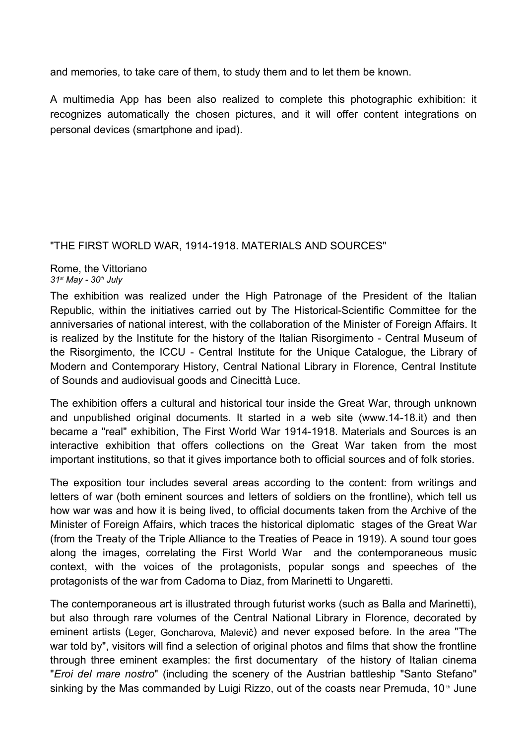and memories, to take care of them, to study them and to let them be known.

A multimedia App has been also realized to complete this photographic exhibition: it recognizes automatically the chosen pictures, and it will offer content integrations on personal devices (smartphone and ipad).

"THE FIRST WORLD WAR, 1914-1918. MATERIALS AND SOURCES"

Rome, the Vittoriano
*31st May - 30th July*

The exhibition was realized under the High Patronage of the President of the Italian Republic, within the initiatives carried out by The Historical-Scientific Committee for the anniversaries of national interest, with the collaboration of the Minister of Foreign Affairs. It is realized by the Institute for the history of the Italian Risorgimento - Central Museum of the Risorgimento, the ICCU - Central Institute for the Unique Catalogue, the Library of Modern and Contemporary History, Central National Library in Florence, Central Institute of Sounds and audiovisual goods and Cinecittà Luce.

The exhibition offers a cultural and historical tour inside the Great War, through unknown and unpublished original documents. It started in a web site (www.14-18.it) and then became a "real" exhibition, The First World War 1914-1918. Materials and Sources is an interactive exhibition that offers collections on the Great War taken from the most important institutions, so that it gives importance both to official sources and of folk stories.

The exposition tour includes several areas according to the content: from writings and letters of war (both eminent sources and letters of soldiers on the frontline), which tell us how war was and how it is being lived, to official documents taken from the Archive of the Minister of Foreign Affairs, which traces the historical diplomatic stages of the Great War (from the Treaty of the Triple Alliance to the Treaties of Peace in 1919). A sound tour goes along the images, correlating the First World War and the contemporaneous music context, with the voices of the protagonists, popular songs and speeches of the protagonists of the war from Cadorna to Diaz, from Marinetti to Ungaretti.

The contemporaneous art is illustrated through futurist works (such as Balla and Marinetti), but also through rare volumes of the Central National Library in Florence, decorated by eminent artists (Leger, Goncharova, Malevič) and never exposed before. In the area "The war told by", visitors will find a selection of original photos and films that show the frontline through three eminent examples: the first documentary of the history of Italian cinema "*Eroi del mare nostro*" (including the scenery of the Austrian battleship "Santo Stefano" sinking by the Mas commanded by Luigi Rizzo, out of the coasts near Premuda, 10th June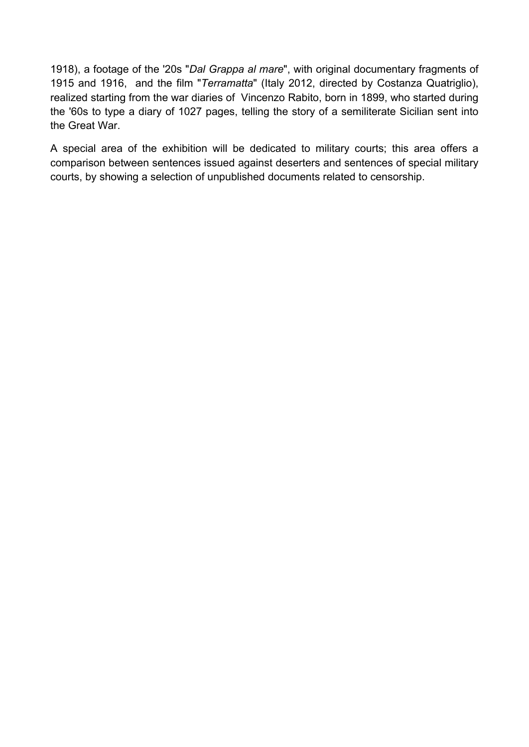1918), a footage of the '20s "*Dal Grappa al mare*", with original documentary fragments of 1915 and 1916, and the film "*Terramatta*" (Italy 2012, directed by Costanza Quatriglio), realized starting from the war diaries of Vincenzo Rabito, born in 1899, who started during the '60s to type a diary of 1027 pages, telling the story of a semiliterate Sicilian sent into the Great War.

A special area of the exhibition will be dedicated to military courts; this area offers a comparison between sentences issued against deserters and sentences of special military courts, by showing a selection of unpublished documents related to censorship.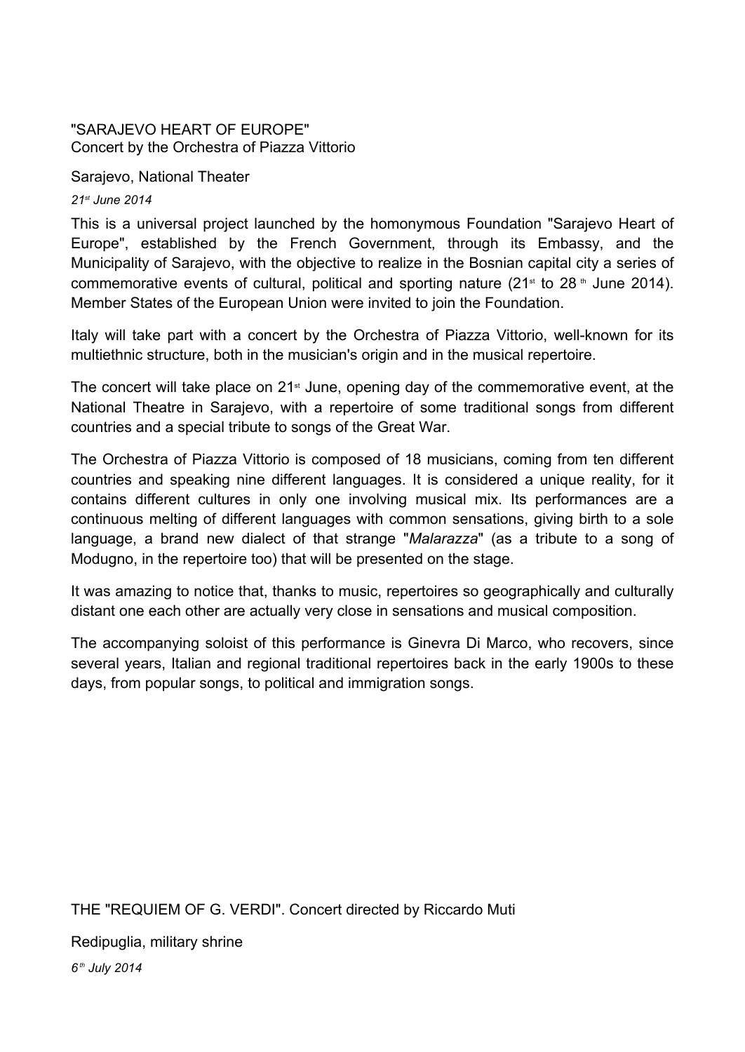"SARAJEVO HEART OF EUROPE"
Concert by the Orchestra of Piazza Vittorio

Sarajevo, National Theater

*21st June 2014*

This is a universal project launched by the homonymous Foundation "Sarajevo Heart of Europe", established by the French Government, through its Embassy, and the Municipality of Sarajevo, with the objective to realize in the Bosnian capital city a series of commemorative events of cultural, political and sporting nature (21st to 28th June 2014). Member States of the European Union were invited to join the Foundation.

Italy will take part with a concert by the Orchestra of Piazza Vittorio, well-known for its multiethnic structure, both in the musician's origin and in the musical repertoire.

The concert will take place on 21st June, opening day of the commemorative event, at the National Theatre in Sarajevo, with a repertoire of some traditional songs from different countries and a special tribute to songs of the Great War.

The Orchestra of Piazza Vittorio is composed of 18 musicians, coming from ten different countries and speaking nine different languages. It is considered a unique reality, for it contains different cultures in only one involving musical mix. Its performances are a continuous melting of different languages with common sensations, giving birth to a sole language, a brand new dialect of that strange "*Malarazza*" (as a tribute to a song of Modugno, in the repertoire too) that will be presented on the stage.

It was amazing to notice that, thanks to music, repertoires so geographically and culturally distant one each other are actually very close in sensations and musical composition.

The accompanying soloist of this performance is Ginevra Di Marco, who recovers, since several years, Italian and regional traditional repertoires back in the early 1900s to these days, from popular songs, to political and immigration songs.

THE "REQUIEM OF G. VERDI". Concert directed by Riccardo Muti

Redipuglia, military shrine

*6th July 2014*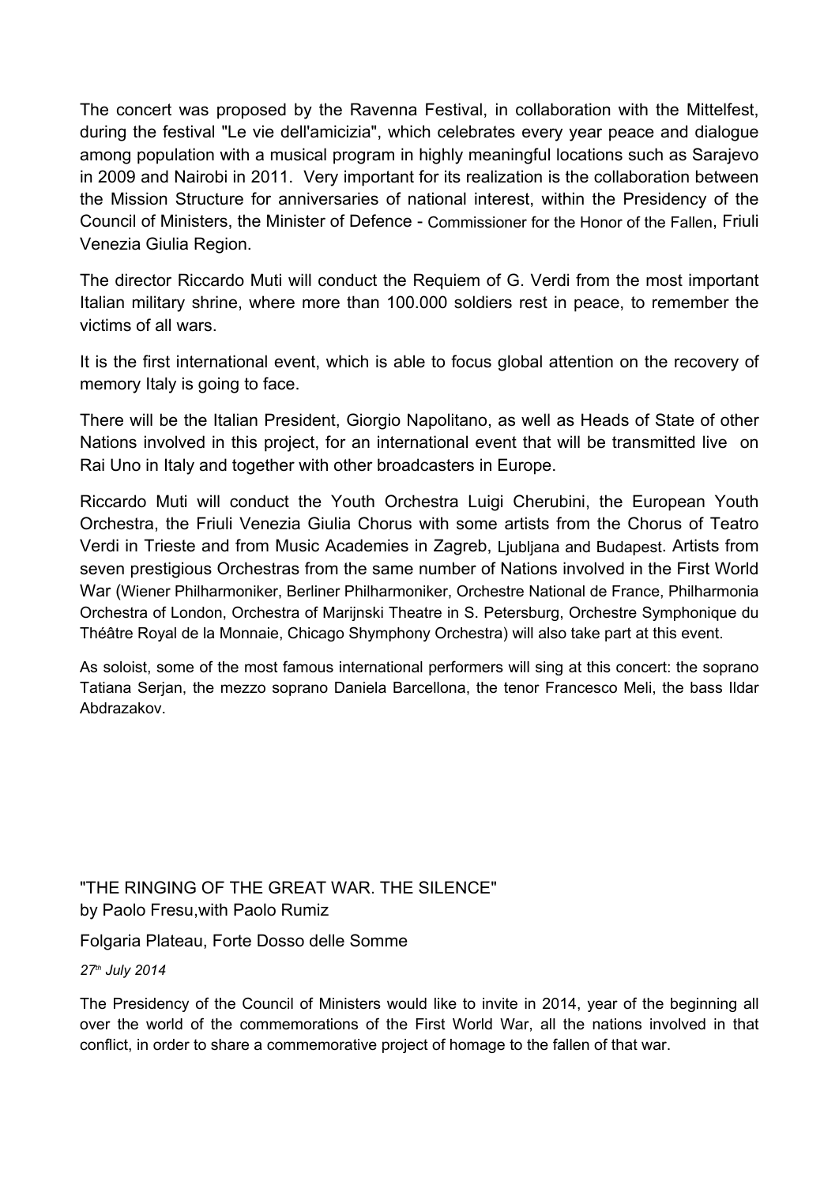The concert was proposed by the Ravenna Festival, in collaboration with the Mittelfest, during the festival "Le vie dell'amicizia", which celebrates every year peace and dialogue among population with a musical program in highly meaningful locations such as Sarajevo in 2009 and Nairobi in 2011. Very important for its realization is the collaboration between the Mission Structure for anniversaries of national interest, within the Presidency of the Council of Ministers, the Minister of Defence - Commissioner for the Honor of the Fallen, Friuli Venezia Giulia Region.

The director Riccardo Muti will conduct the Requiem of G. Verdi from the most important Italian military shrine, where more than 100.000 soldiers rest in peace, to remember the victims of all wars.

It is the first international event, which is able to focus global attention on the recovery of memory Italy is going to face.

There will be the Italian President, Giorgio Napolitano, as well as Heads of State of other Nations involved in this project, for an international event that will be transmitted live on Rai Uno in Italy and together with other broadcasters in Europe.

Riccardo Muti will conduct the Youth Orchestra Luigi Cherubini, the European Youth Orchestra, the Friuli Venezia Giulia Chorus with some artists from the Chorus of Teatro Verdi in Trieste and from Music Academies in Zagreb, Ljubljana and Budapest. Artists from seven prestigious Orchestras from the same number of Nations involved in the First World War (Wiener Philharmoniker, Berliner Philharmoniker, Orchestre National de France, Philharmonia Orchestra of London, Orchestra of Marijnski Theatre in S. Petersburg, Orchestre Symphonique du Théâtre Royal de la Monnaie, Chicago Shymphony Orchestra) will also take part at this event.

As soloist, some of the most famous international performers will sing at this concert: the soprano Tatiana Serjan, the mezzo soprano Daniela Barcellona, the tenor Francesco Meli, the bass Ildar Abdrazakov.

"THE RINGING OF THE GREAT WAR. THE SILENCE"
by Paolo Fresu,with Paolo Rumiz

Folgaria Plateau, Forte Dosso delle Somme

*27th July 2014*

The Presidency of the Council of Ministers would like to invite in 2014, year of the beginning all over the world of the commemorations of the First World War, all the nations involved in that conflict, in order to share a commemorative project of homage to the fallen of that war.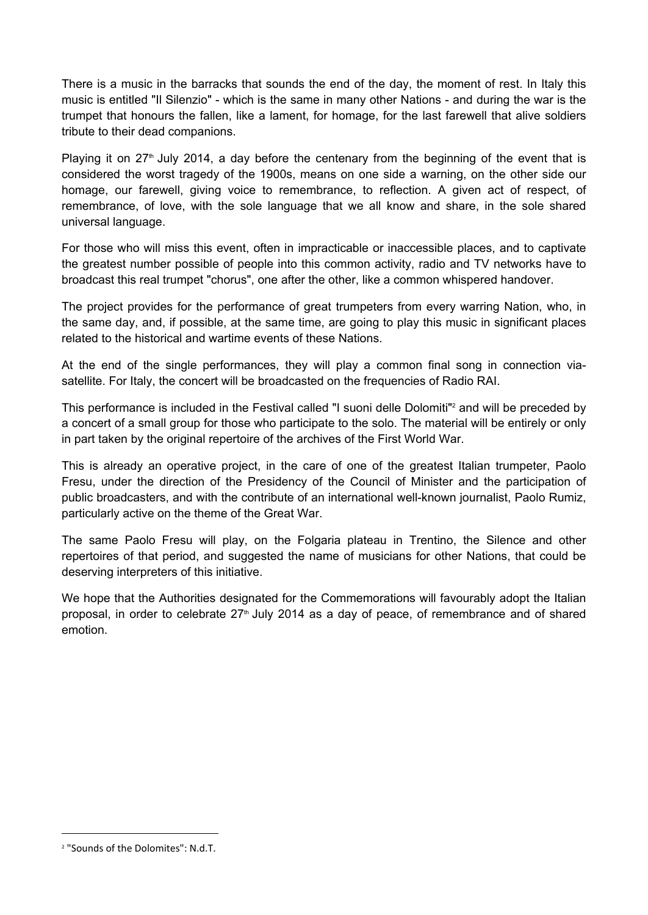There is a music in the barracks that sounds the end of the day, the moment of rest. In Italy this music is entitled "Il Silenzio" - which is the same in many other Nations - and during the war is the trumpet that honours the fallen, like a lament, for homage, for the last farewell that alive soldiers tribute to their dead companions.

Playing it on 27th July 2014, a day before the centenary from the beginning of the event that is considered the worst tragedy of the 1900s, means on one side a warning, on the other side our homage, our farewell, giving voice to remembrance, to reflection. A given act of respect, of remembrance, of love, with the sole language that we all know and share, in the sole shared universal language.

For those who will miss this event, often in impracticable or inaccessible places, and to captivate the greatest number possible of people into this common activity, radio and TV networks have to broadcast this real trumpet "chorus", one after the other, like a common whispered handover.

The project provides for the performance of great trumpeters from every warring Nation, who, in the same day, and, if possible, at the same time, are going to play this music in significant places related to the historical and wartime events of these Nations.

At the end of the single performances, they will play a common final song in connection via-satellite. For Italy, the concert will be broadcasted on the frequencies of Radio RAI.

This performance is included in the Festival called "I suoni delle Dolomiti"[2] and will be preceded by a concert of a small group for those who participate to the solo. The material will be entirely or only in part taken by the original repertoire of the archives of the First World War.

This is already an operative project, in the care of one of the greatest Italian trumpeter, Paolo Fresu, under the direction of the Presidency of the Council of Minister and the participation of public broadcasters, and with the contribute of an international well-known journalist, Paolo Rumiz, particularly active on the theme of the Great War.

The same Paolo Fresu will play, on the Folgaria plateau in Trentino, the Silence and other repertoires of that period, and suggested the name of musicians for other Nations, that could be deserving interpreters of this initiative.

We hope that the Authorities designated for the Commemorations will favourably adopt the Italian proposal, in order to celebrate 27th July 2014 as a day of peace, of remembrance and of shared emotion.

---

[2] "Sounds of the Dolomites": N.d.T.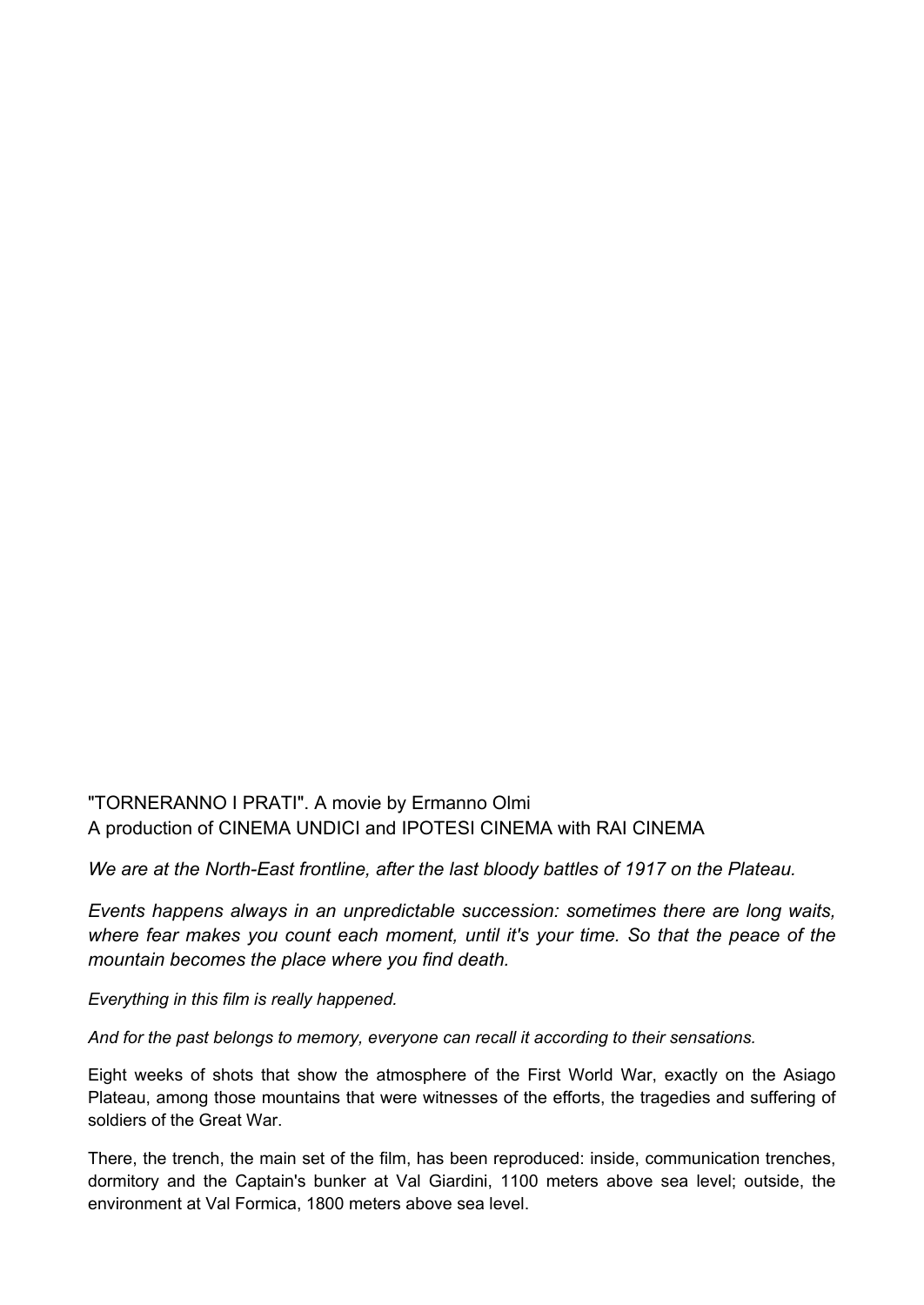"TORNERANNO I PRATI". A movie by Ermanno Olmi
A production of CINEMA UNDICI and IPOTESI CINEMA with RAI CINEMA

*We are at the North-East frontline, after the last bloody battles of 1917 on the Plateau.*

*Events happens always in an unpredictable succession: sometimes there are long waits, where fear makes you count each moment, until it's your time. So that the peace of the mountain becomes the place where you find death.*

*Everything in this film is really happened.*

*And for the past belongs to memory, everyone can recall it according to their sensations.*

Eight weeks of shots that show the atmosphere of the First World War, exactly on the Asiago Plateau, among those mountains that were witnesses of the efforts, the tragedies and suffering of soldiers of the Great War.

There, the trench, the main set of the film, has been reproduced: inside, communication trenches, dormitory and the Captain's bunker at Val Giardini, 1100 meters above sea level; outside, the environment at Val Formica, 1800 meters above sea level.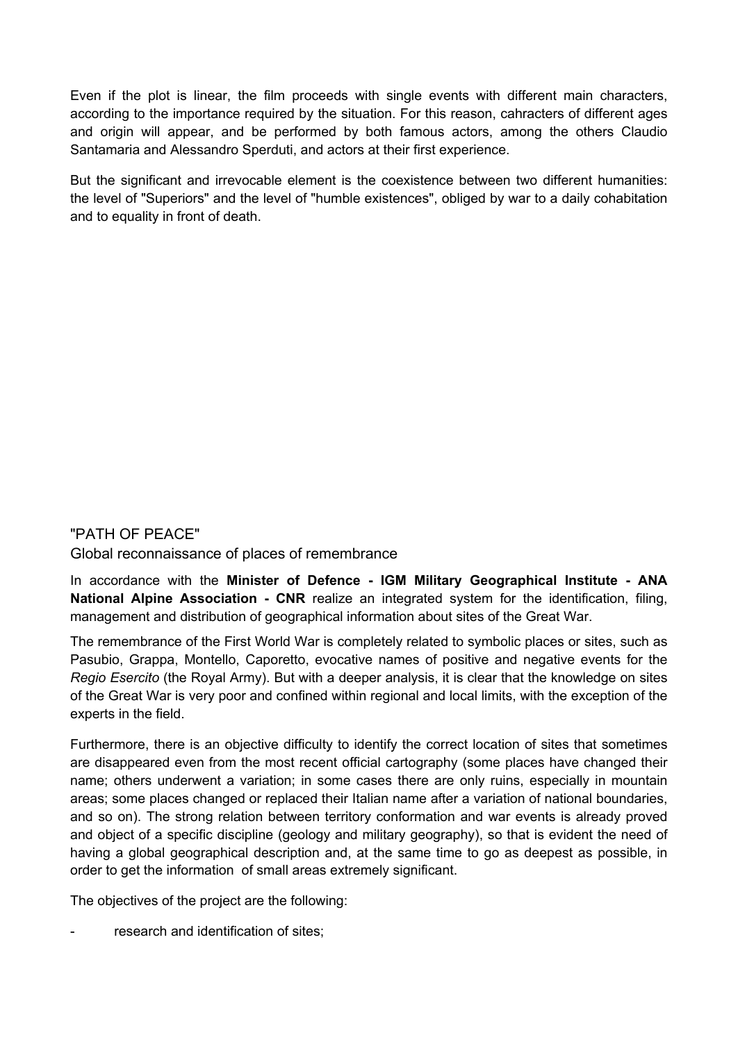Even if the plot is linear, the film proceeds with single events with different main characters, according to the importance required by the situation. For this reason, cahracters of different ages and origin will appear, and be performed by both famous actors, among the others Claudio Santamaria and Alessandro Sperduti, and actors at their first experience.

But the significant and irrevocable element is the coexistence between two different humanities: the level of "Superiors" and the level of "humble existences", obliged by war to a daily cohabitation and to equality in front of death.

## "PATH OF PEACE"

Global reconnaissance of places of remembrance

In accordance with the **Minister of Defence - IGM Military Geographical Institute - ANA National Alpine Association - CNR** realize an integrated system for the identification, filing, management and distribution of geographical information about sites of the Great War.

The remembrance of the First World War is completely related to symbolic places or sites, such as Pasubio, Grappa, Montello, Caporetto, evocative names of positive and negative events for the *Regio Esercito* (the Royal Army). But with a deeper analysis, it is clear that the knowledge on sites of the Great War is very poor and confined within regional and local limits, with the exception of the experts in the field.

Furthermore, there is an objective difficulty to identify the correct location of sites that sometimes are disappeared even from the most recent official cartography (some places have changed their name; others underwent a variation; in some cases there are only ruins, especially in mountain areas; some places changed or replaced their Italian name after a variation of national boundaries, and so on). The strong relation between territory conformation and war events is already proved and object of a specific discipline (geology and military geography), so that is evident the need of having a global geographical description and, at the same time to go as deepest as possible, in order to get the information of small areas extremely significant.

The objectives of the project are the following:

- research and identification of sites;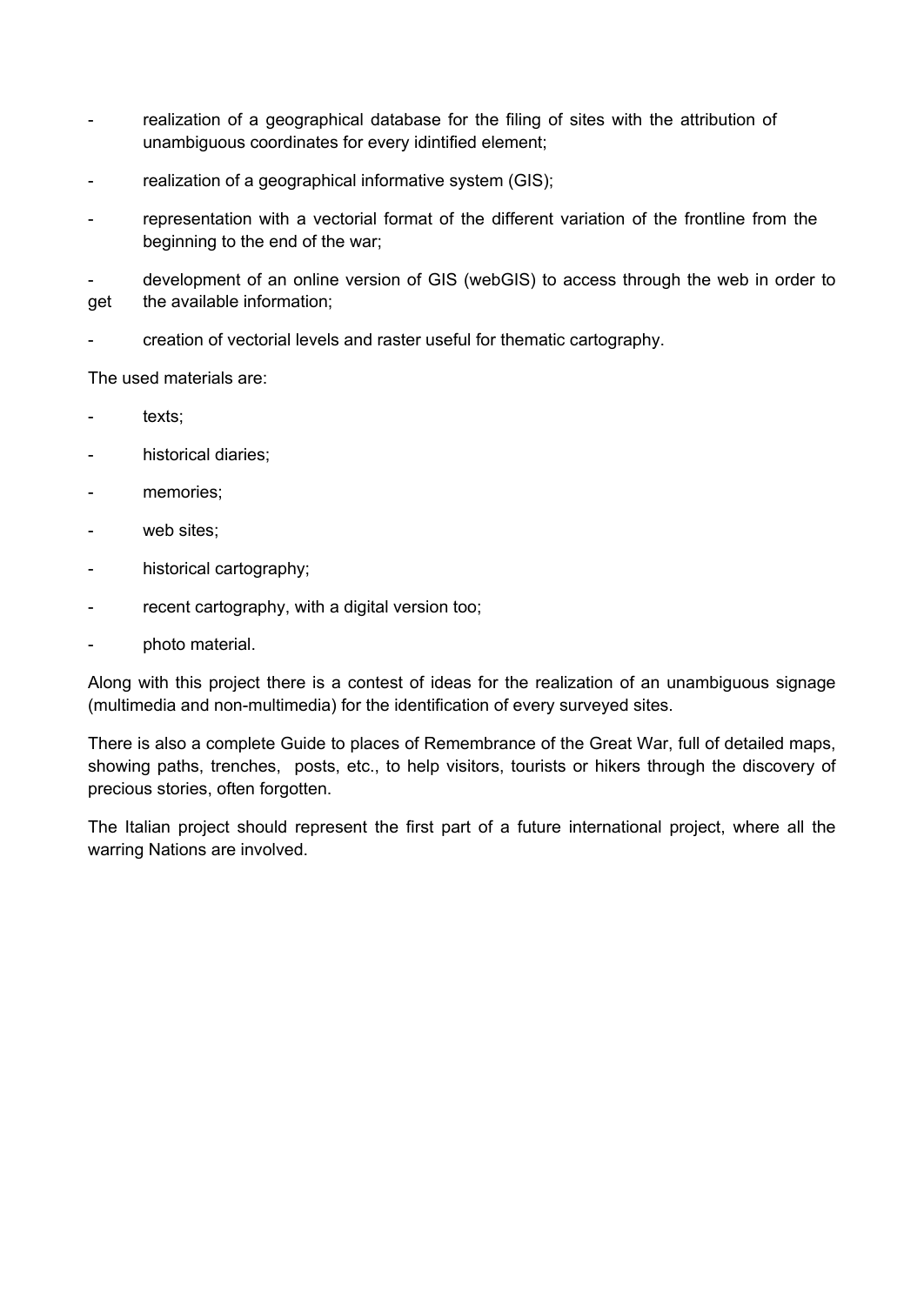- realization of a geographical database for the filing of sites with the attribution of unambiguous coordinates for every idintified element;
- realization of a geographical informative system (GIS);
- representation with a vectorial format of the different variation of the frontline from the beginning to the end of the war;
- development of an online version of GIS (webGIS) to access through the web in order to get the available information;
- creation of vectorial levels and raster useful for thematic cartography.

The used materials are:

- texts;
- historical diaries;
- memories;
- web sites;
- historical cartography;
- recent cartography, with a digital version too;
- photo material.

Along with this project there is a contest of ideas for the realization of an unambiguous signage (multimedia and non-multimedia) for the identification of every surveyed sites.

There is also a complete Guide to places of Remembrance of the Great War, full of detailed maps, showing paths, trenches, posts, etc., to help visitors, tourists or hikers through the discovery of precious stories, often forgotten.

The Italian project should represent the first part of a future international project, where all the warring Nations are involved.